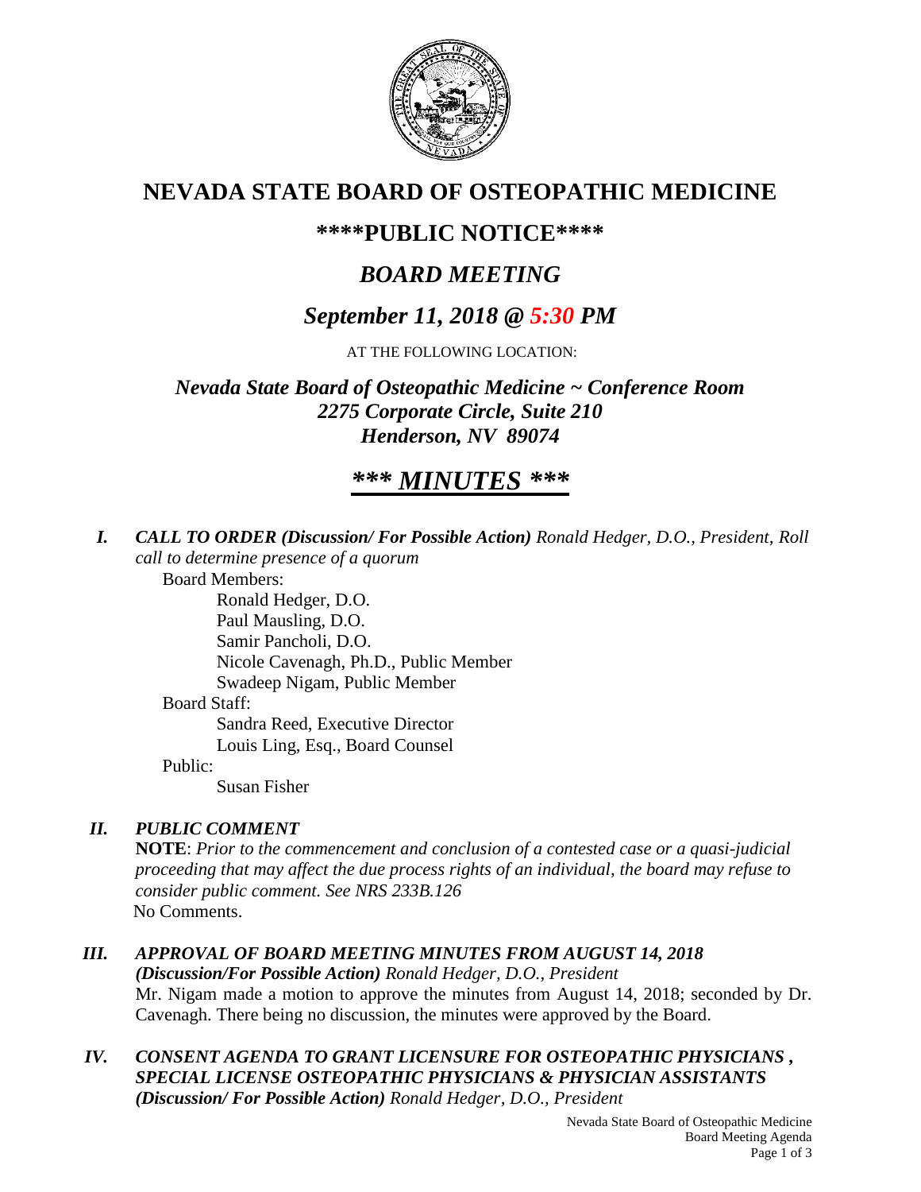# NEVADA STATE BOARD OF OSTEOPATHIC MEDICINE

## \*\*\*\*PUBLIC NOTICE\*\*\*\*

## *BOARD MEETING*

## *September 11, 2018 @ 5:30 PM*

AT THE FOLLOWING LOCATION:

### *Nevada State Board of Osteopathic Medicine ~ Conference Room*
### *2275 Corporate Circle, Suite 210*
### *Henderson, NV 89074*

## ***\*\*\* MINUTES \*\*\****

**I.** ***CALL TO ORDER (Discussion/ For Possible Action)*** *Ronald Hedger, D.O., President, Roll call to determine presence of a quorum*

Board Members:
- Ronald Hedger, D.O.
- Paul Mausling, D.O.
- Samir Pancholi, D.O.
- Nicole Cavenagh, Ph.D., Public Member
- Swadeep Nigam, Public Member

Board Staff:
- Sandra Reed, Executive Director
- Louis Ling, Esq., Board Counsel

Public:
- Susan Fisher

**II.** ***PUBLIC COMMENT***

**NOTE**: *Prior to the commencement and conclusion of a contested case or a quasi-judicial proceeding that may affect the due process rights of an individual, the board may refuse to consider public comment. See NRS 233B.126*

No Comments.

**III.** ***APPROVAL OF BOARD MEETING MINUTES FROM AUGUST 14, 2018 (Discussion/For Possible Action)*** *Ronald Hedger, D.O., President*

Mr. Nigam made a motion to approve the minutes from August 14, 2018; seconded by Dr. Cavenagh. There being no discussion, the minutes were approved by the Board.

**IV.** ***CONSENT AGENDA TO GRANT LICENSURE FOR OSTEOPATHIC PHYSICIANS , SPECIAL LICENSE OSTEOPATHIC PHYSICIANS & PHYSICIAN ASSISTANTS (Discussion/ For Possible Action)*** *Ronald Hedger, D.O., President*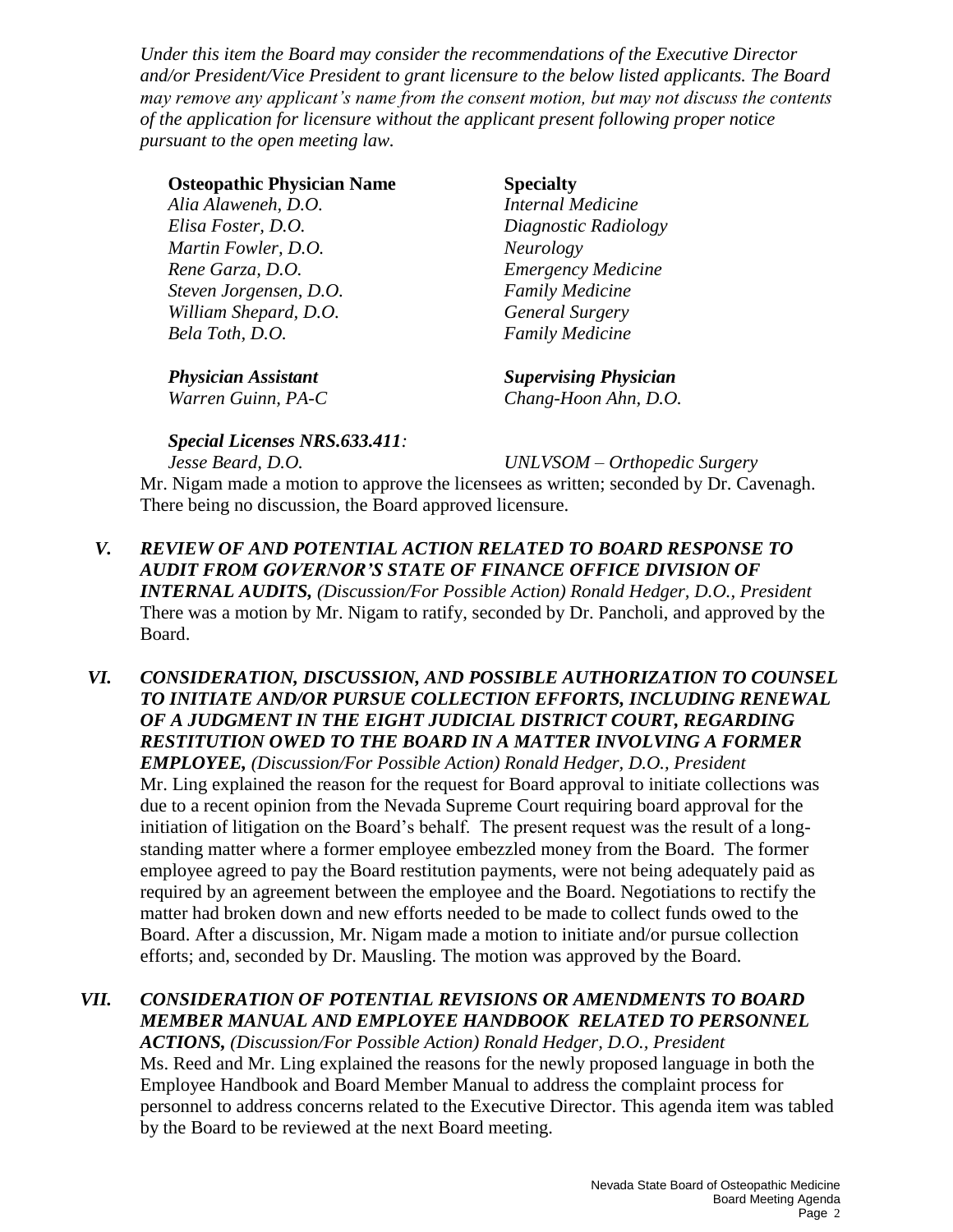*Under this item the Board may consider the recommendations of the Executive Director and/or President/Vice President to grant licensure to the below listed applicants. The Board may remove any applicant's name from the consent motion, but may not discuss the contents of the application for licensure without the applicant present following proper notice pursuant to the open meeting law.*

| **Osteopathic Physician Name** | **Specialty** |
|---|---|
| *Alia Alaweneh, D.O.* | *Internal Medicine* |
| *Elisa Foster, D.O.* | *Diagnostic Radiology* |
| *Martin Fowler, D.O.* | *Neurology* |
| *Rene Garza, D.O.* | *Emergency Medicine* |
| *Steven Jorgensen, D.O.* | *Family Medicine* |
| *William Shepard, D.O.* | *General Surgery* |
| *Bela Toth, D.O.* | *Family Medicine* |

| ***Physician Assistant*** | ***Supervising Physician*** |
|---|---|
| *Warren Guinn, PA-C* | *Chang-Hoon Ahn, D.O.* |

***Special Licenses NRS.633.411:***

| | |
|---|---|
| *Jesse Beard, D.O.* | *UNLVSOM – Orthopedic Surgery* |

Mr. Nigam made a motion to approve the licensees as written; seconded by Dr. Cavenagh. There being no discussion, the Board approved licensure.

***V. REVIEW OF AND POTENTIAL ACTION RELATED TO BOARD RESPONSE TO AUDIT FROM GOVERNOR'S STATE OF FINANCE OFFICE DIVISION OF INTERNAL AUDITS,*** *(Discussion/For Possible Action) Ronald Hedger, D.O., President*

There was a motion by Mr. Nigam to ratify, seconded by Dr. Pancholi, and approved by the Board.

***VI. CONSIDERATION, DISCUSSION, AND POSSIBLE AUTHORIZATION TO COUNSEL TO INITIATE AND/OR PURSUE COLLECTION EFFORTS, INCLUDING RENEWAL OF A JUDGMENT IN THE EIGHT JUDICIAL DISTRICT COURT, REGARDING RESTITUTION OWED TO THE BOARD IN A MATTER INVOLVING A FORMER EMPLOYEE,*** *(Discussion/For Possible Action) Ronald Hedger, D.O., President*

Mr. Ling explained the reason for the request for Board approval to initiate collections was due to a recent opinion from the Nevada Supreme Court requiring board approval for the initiation of litigation on the Board's behalf. The present request was the result of a long-standing matter where a former employee embezzled money from the Board. The former employee agreed to pay the Board restitution payments, were not being adequately paid as required by an agreement between the employee and the Board. Negotiations to rectify the matter had broken down and new efforts needed to be made to collect funds owed to the Board. After a discussion, Mr. Nigam made a motion to initiate and/or pursue collection efforts; and, seconded by Dr. Mausling. The motion was approved by the Board.

***VII. CONSIDERATION OF POTENTIAL REVISIONS OR AMENDMENTS TO BOARD MEMBER MANUAL AND EMPLOYEE HANDBOOK RELATED TO PERSONNEL ACTIONS,*** *(Discussion/For Possible Action) Ronald Hedger, D.O., President*

Ms. Reed and Mr. Ling explained the reasons for the newly proposed language in both the Employee Handbook and Board Member Manual to address the complaint process for personnel to address concerns related to the Executive Director. This agenda item was tabled by the Board to be reviewed at the next Board meeting.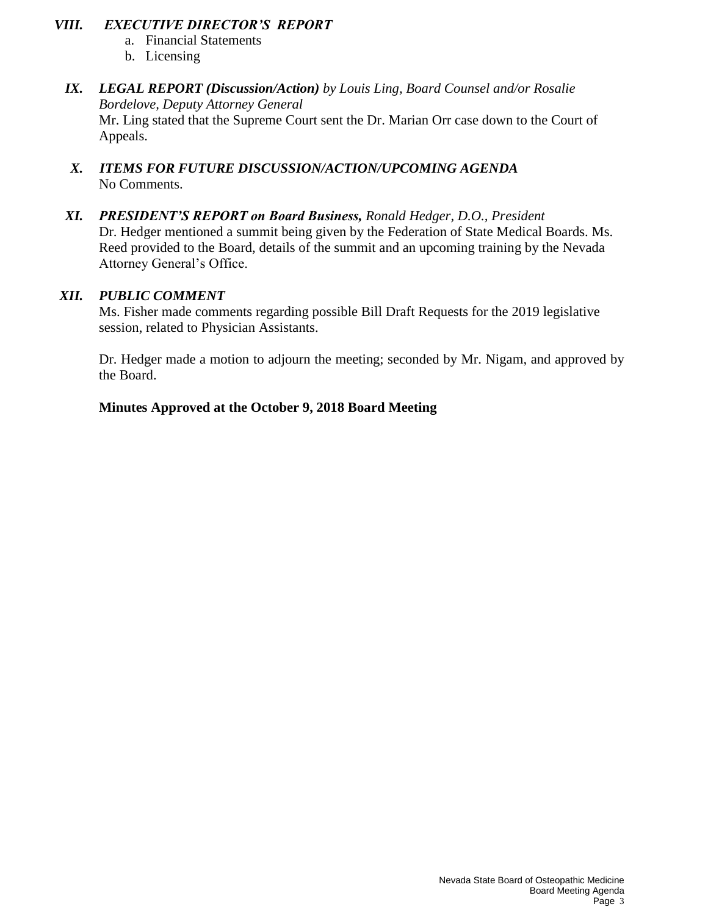### *VIII. EXECUTIVE DIRECTOR'S REPORT*

a. Financial Statements
b. Licensing

### *IX. LEGAL REPORT (Discussion/Action) by Louis Ling, Board Counsel and/or Rosalie Bordelove, Deputy Attorney General*

Mr. Ling stated that the Supreme Court sent the Dr. Marian Orr case down to the Court of Appeals.

### *X. ITEMS FOR FUTURE DISCUSSION/ACTION/UPCOMING AGENDA*

No Comments.

### *XI. PRESIDENT'S REPORT on Board Business, Ronald Hedger, D.O., President*

Dr. Hedger mentioned a summit being given by the Federation of State Medical Boards. Ms. Reed provided to the Board, details of the summit and an upcoming training by the Nevada Attorney General's Office.

### *XII. PUBLIC COMMENT*

Ms. Fisher made comments regarding possible Bill Draft Requests for the 2019 legislative session, related to Physician Assistants.

Dr. Hedger made a motion to adjourn the meeting; seconded by Mr. Nigam, and approved by the Board.

**Minutes Approved at the October 9, 2018 Board Meeting**